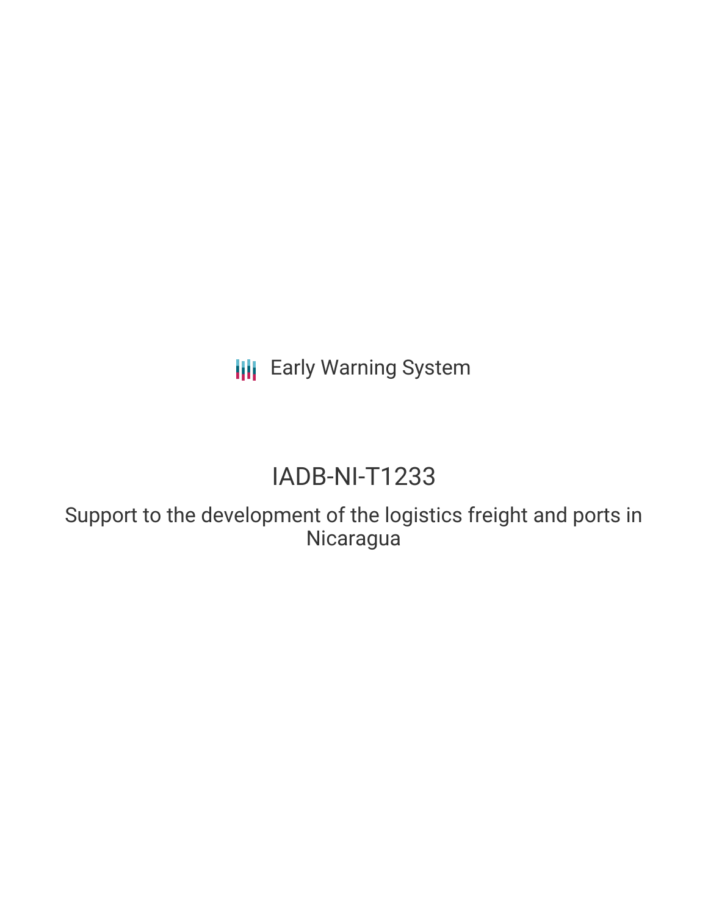Early Warning System

# IADB-NI-T1233

## Support to the development of the logistics freight and ports in Nicaragua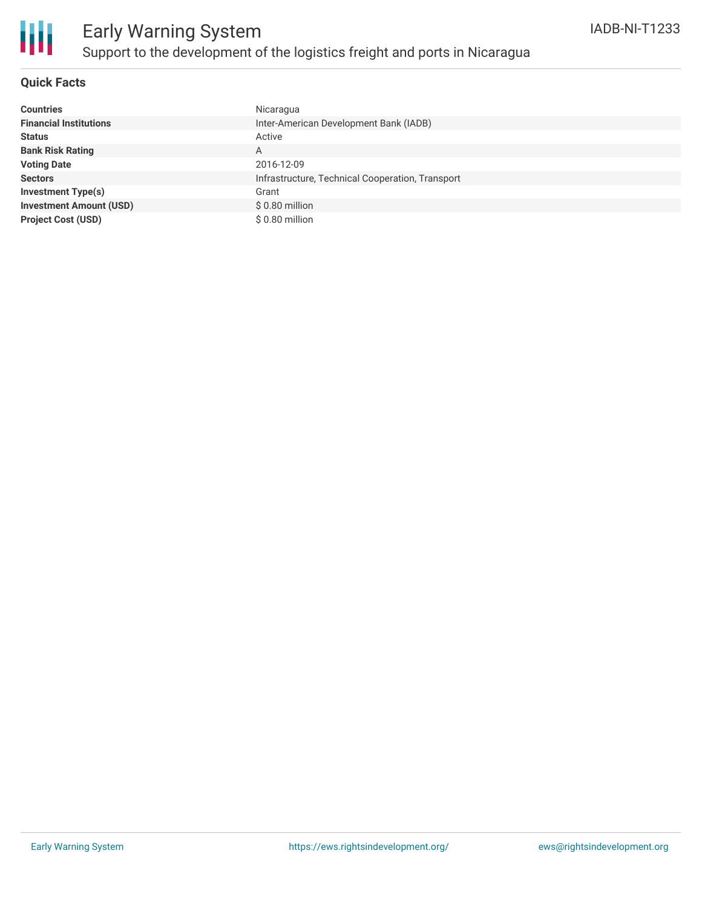# Early Warning System

## Support to the development of the logistics freight and ports in Nicaragua

IADB-NI-T1233

### Quick Facts

| | |
|---|---|
| **Countries** | Nicaragua |
| **Financial Institutions** | Inter-American Development Bank (IADB) |
| **Status** | Active |
| **Bank Risk Rating** | A |
| **Voting Date** | 2016-12-09 |
| **Sectors** | Infrastructure, Technical Cooperation, Transport |
| **Investment Type(s)** | Grant |
| **Investment Amount (USD)** | $ 0.80 million |
| **Project Cost (USD)** | $ 0.80 million |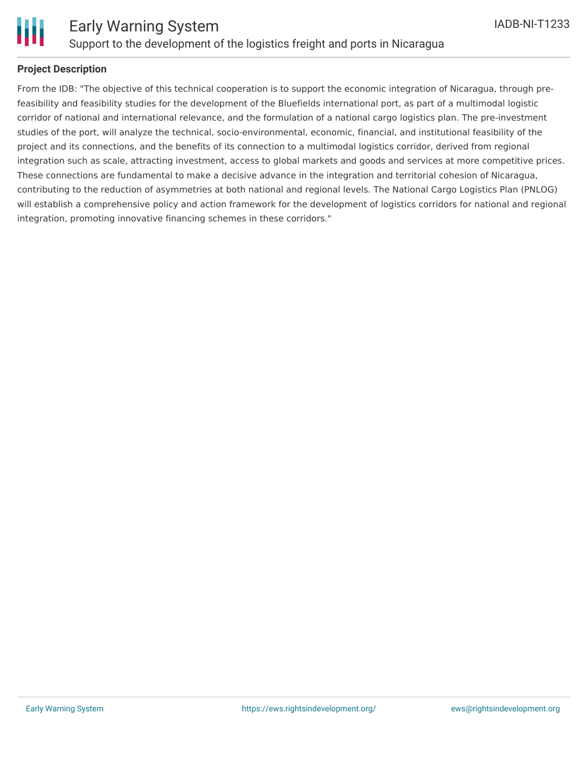## Project Description

From the IDB: "The objective of this technical cooperation is to support the economic integration of Nicaragua, through pre-feasibility and feasibility studies for the development of the Bluefields international port, as part of a multimodal logistic corridor of national and international relevance, and the formulation of a national cargo logistics plan. The pre-investment studies of the port, will analyze the technical, socio-environmental, economic, financial, and institutional feasibility of the project and its connections, and the benefits of its connection to a multimodal logistics corridor, derived from regional integration such as scale, attracting investment, access to global markets and goods and services at more competitive prices. These connections are fundamental to make a decisive advance in the integration and territorial cohesion of Nicaragua, contributing to the reduction of asymmetries at both national and regional levels. The National Cargo Logistics Plan (PNLOG) will establish a comprehensive policy and action framework for the development of logistics corridors for national and regional integration, promoting innovative financing schemes in these corridors."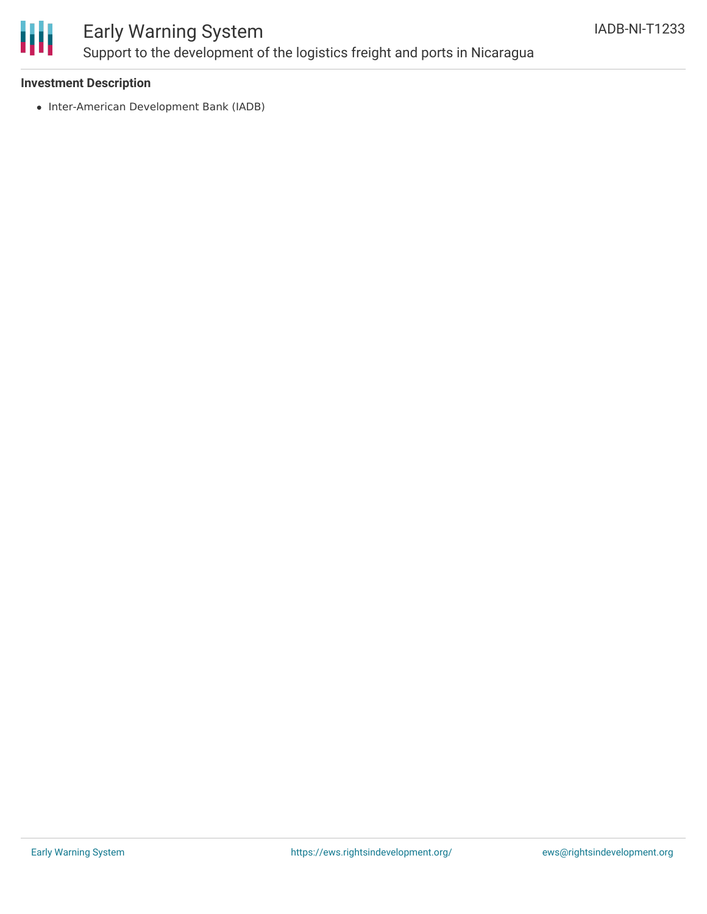**Investment Description**

- Inter-American Development Bank (IADB)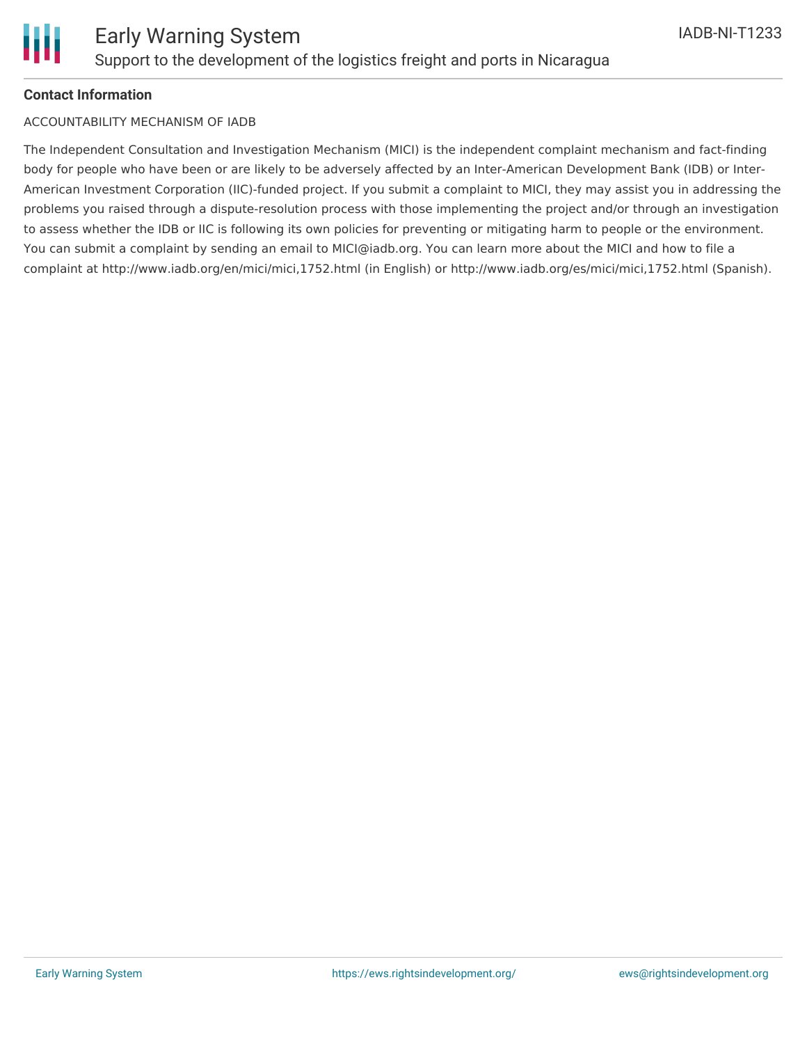**Contact Information**

ACCOUNTABILITY MECHANISM OF IADB

The Independent Consultation and Investigation Mechanism (MICI) is the independent complaint mechanism and fact-finding body for people who have been or are likely to be adversely affected by an Inter-American Development Bank (IDB) or Inter-American Investment Corporation (IIC)-funded project. If you submit a complaint to MICI, they may assist you in addressing the problems you raised through a dispute-resolution process with those implementing the project and/or through an investigation to assess whether the IDB or IIC is following its own policies for preventing or mitigating harm to people or the environment. You can submit a complaint by sending an email to MICI@iadb.org. You can learn more about the MICI and how to file a complaint at http://www.iadb.org/en/mici/mici,1752.html (in English) or http://www.iadb.org/es/mici/mici,1752.html (Spanish).